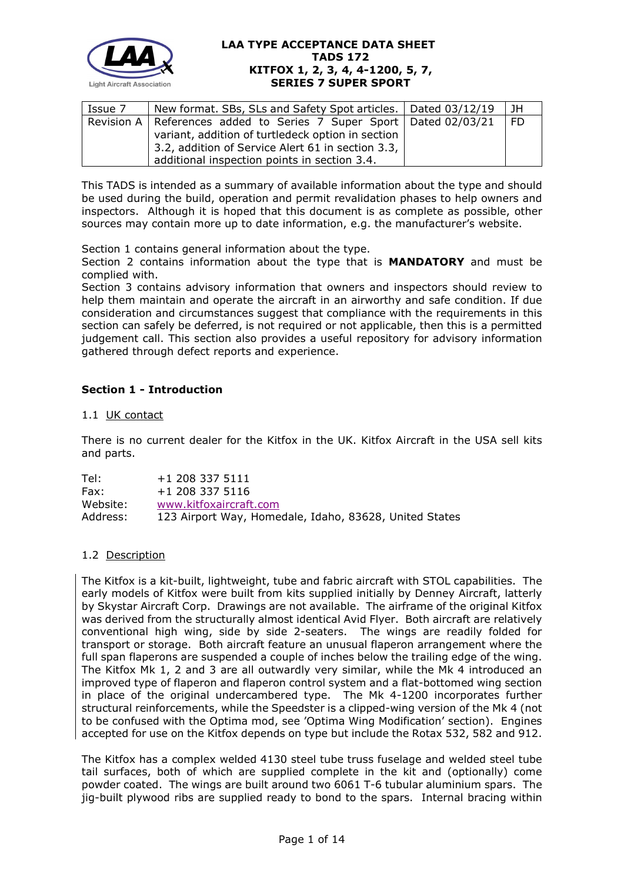# LAA TYPE ACCEPTANCE DATA SHEET
## TADS 172
## KITFOX 1, 2, 3, 4, 4-1200, 5, 7, SERIES 7 SUPER SPORT

| Issue 7 | New format. SBs, SLs and Safety Spot articles. | Dated 03/12/19 | JH |
|---|---|---|---|
| Revision A | References added to Series 7 Super Sport variant, addition of turtledeck option in section 3.2, addition of Service Alert 61 in section 3.3, additional inspection points in section 3.4. | Dated 02/03/21 | FD |

This TADS is intended as a summary of available information about the type and should be used during the build, operation and permit revalidation phases to help owners and inspectors. Although it is hoped that this document is as complete as possible, other sources may contain more up to date information, e.g. the manufacturer's website.

Section 1 contains general information about the type.
Section 2 contains information about the type that is **MANDATORY** and must be complied with.
Section 3 contains advisory information that owners and inspectors should review to help them maintain and operate the aircraft in an airworthy and safe condition. If due consideration and circumstances suggest that compliance with the requirements in this section can safely be deferred, is not required or not applicable, then this is a permitted judgement call. This section also provides a useful repository for advisory information gathered through defect reports and experience.

## Section 1 - Introduction

### 1.1 UK contact

There is no current dealer for the Kitfox in the UK. Kitfox Aircraft in the USA sell kits and parts.

Tel: +1 208 337 5111
Fax: +1 208 337 5116
Website: www.kitfoxaircraft.com
Address: 123 Airport Way, Homedale, Idaho, 83628, United States

### 1.2 Description

The Kitfox is a kit-built, lightweight, tube and fabric aircraft with STOL capabilities. The early models of Kitfox were built from kits supplied initially by Denney Aircraft, latterly by Skystar Aircraft Corp. Drawings are not available. The airframe of the original Kitfox was derived from the structurally almost identical Avid Flyer. Both aircraft are relatively conventional high wing, side by side 2-seaters. The wings are readily folded for transport or storage. Both aircraft feature an unusual flaperon arrangement where the full span flaperons are suspended a couple of inches below the trailing edge of the wing. The Kitfox Mk 1, 2 and 3 are all outwardly very similar, while the Mk 4 introduced an improved type of flaperon and flaperon control system and a flat-bottomed wing section in place of the original undercambered type. The Mk 4-1200 incorporates further structural reinforcements, while the Speedster is a clipped-wing version of the Mk 4 (not to be confused with the Optima mod, see 'Optima Wing Modification' section). Engines accepted for use on the Kitfox depends on type but include the Rotax 532, 582 and 912.

The Kitfox has a complex welded 4130 steel tube truss fuselage and welded steel tube tail surfaces, both of which are supplied complete in the kit and (optionally) come powder coated. The wings are built around two 6061 T-6 tubular aluminium spars. The jig-built plywood ribs are supplied ready to bond to the spars. Internal bracing within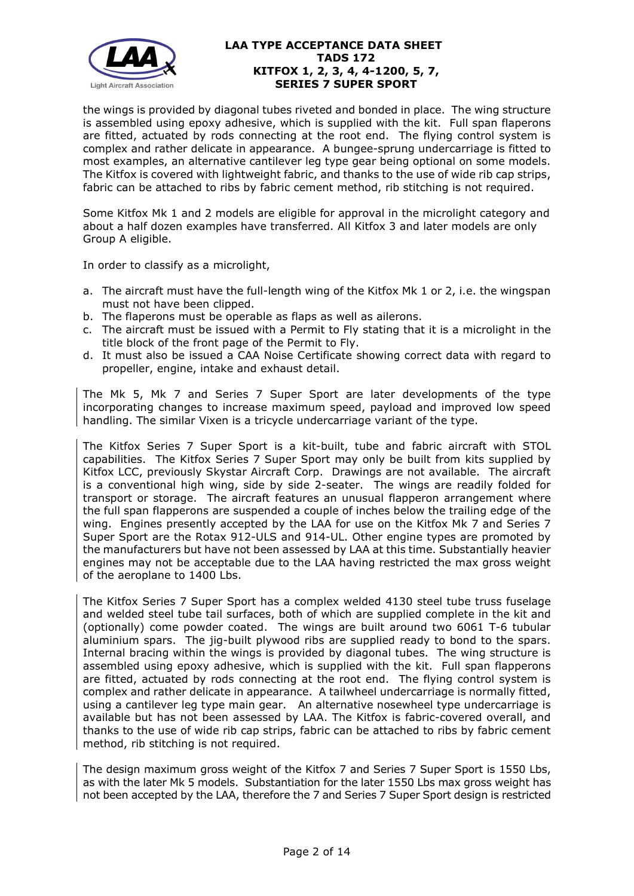the wings is provided by diagonal tubes riveted and bonded in place. The wing structure is assembled using epoxy adhesive, which is supplied with the kit. Full span flaperons are fitted, actuated by rods connecting at the root end. The flying control system is complex and rather delicate in appearance. A bungee-sprung undercarriage is fitted to most examples, an alternative cantilever leg type gear being optional on some models. The Kitfox is covered with lightweight fabric, and thanks to the use of wide rib cap strips, fabric can be attached to ribs by fabric cement method, rib stitching is not required.

Some Kitfox Mk 1 and 2 models are eligible for approval in the microlight category and about a half dozen examples have transferred. All Kitfox 3 and later models are only Group A eligible.

In order to classify as a microlight,

a. The aircraft must have the full-length wing of the Kitfox Mk 1 or 2, i.e. the wingspan must not have been clipped.
b. The flaperons must be operable as flaps as well as ailerons.
c. The aircraft must be issued with a Permit to Fly stating that it is a microlight in the title block of the front page of the Permit to Fly.
d. It must also be issued a CAA Noise Certificate showing correct data with regard to propeller, engine, intake and exhaust detail.

The Mk 5, Mk 7 and Series 7 Super Sport are later developments of the type incorporating changes to increase maximum speed, payload and improved low speed handling. The similar Vixen is a tricycle undercarriage variant of the type.

The Kitfox Series 7 Super Sport is a kit-built, tube and fabric aircraft with STOL capabilities. The Kitfox Series 7 Super Sport may only be built from kits supplied by Kitfox LCC, previously Skystar Aircraft Corp. Drawings are not available. The aircraft is a conventional high wing, side by side 2-seater. The wings are readily folded for transport or storage. The aircraft features an unusual flapperon arrangement where the full span flapperons are suspended a couple of inches below the trailing edge of the wing. Engines presently accepted by the LAA for use on the Kitfox Mk 7 and Series 7 Super Sport are the Rotax 912-ULS and 914-UL. Other engine types are promoted by the manufacturers but have not been assessed by LAA at this time. Substantially heavier engines may not be acceptable due to the LAA having restricted the max gross weight of the aeroplane to 1400 Lbs.

The Kitfox Series 7 Super Sport has a complex welded 4130 steel tube truss fuselage and welded steel tube tail surfaces, both of which are supplied complete in the kit and (optionally) come powder coated. The wings are built around two 6061 T-6 tubular aluminium spars. The jig-built plywood ribs are supplied ready to bond to the spars. Internal bracing within the wings is provided by diagonal tubes. The wing structure is assembled using epoxy adhesive, which is supplied with the kit. Full span flapperons are fitted, actuated by rods connecting at the root end. The flying control system is complex and rather delicate in appearance. A tailwheel undercarriage is normally fitted, using a cantilever leg type main gear. An alternative nosewheel type undercarriage is available but has not been assessed by LAA. The Kitfox is fabric-covered overall, and thanks to the use of wide rib cap strips, fabric can be attached to ribs by fabric cement method, rib stitching is not required.

The design maximum gross weight of the Kitfox 7 and Series 7 Super Sport is 1550 Lbs, as with the later Mk 5 models. Substantiation for the later 1550 Lbs max gross weight has not been accepted by the LAA, therefore the 7 and Series 7 Super Sport design is restricted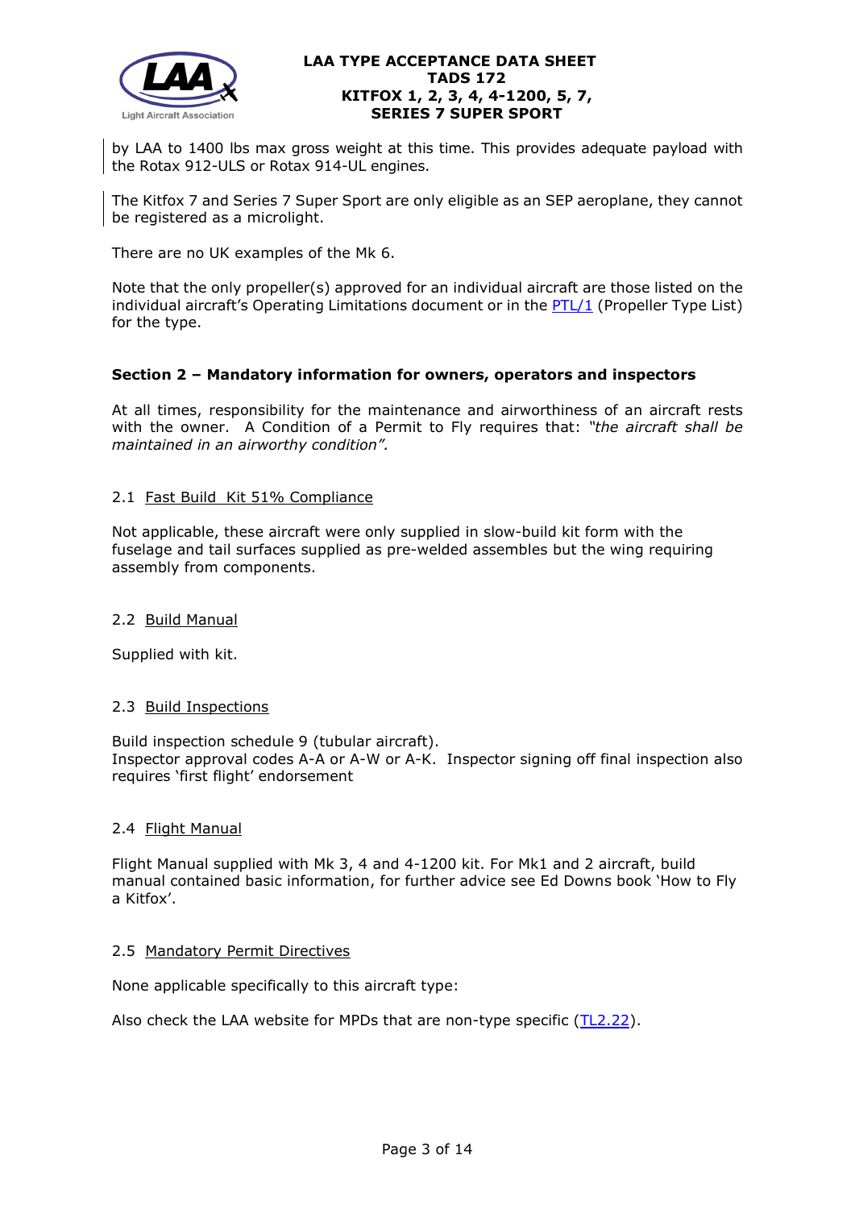by LAA to 1400 lbs max gross weight at this time. This provides adequate payload with the Rotax 912-ULS or Rotax 914-UL engines.

The Kitfox 7 and Series 7 Super Sport are only eligible as an SEP aeroplane, they cannot be registered as a microlight.

There are no UK examples of the Mk 6.

Note that the only propeller(s) approved for an individual aircraft are those listed on the individual aircraft's Operating Limitations document or in the PTL/1 (Propeller Type List) for the type.

## Section 2 – Mandatory information for owners, operators and inspectors

At all times, responsibility for the maintenance and airworthiness of an aircraft rests with the owner. A Condition of a Permit to Fly requires that: *"the aircraft shall be maintained in an airworthy condition".*

### 2.1 Fast Build Kit 51% Compliance

Not applicable, these aircraft were only supplied in slow-build kit form with the fuselage and tail surfaces supplied as pre-welded assembles but the wing requiring assembly from components.

### 2.2 Build Manual

Supplied with kit.

### 2.3 Build Inspections

Build inspection schedule 9 (tubular aircraft).
Inspector approval codes A-A or A-W or A-K. Inspector signing off final inspection also requires 'first flight' endorsement

### 2.4 Flight Manual

Flight Manual supplied with Mk 3, 4 and 4-1200 kit. For Mk1 and 2 aircraft, build manual contained basic information, for further advice see Ed Downs book 'How to Fly a Kitfox'.

### 2.5 Mandatory Permit Directives

None applicable specifically to this aircraft type:

Also check the LAA website for MPDs that are non-type specific (TL2.22).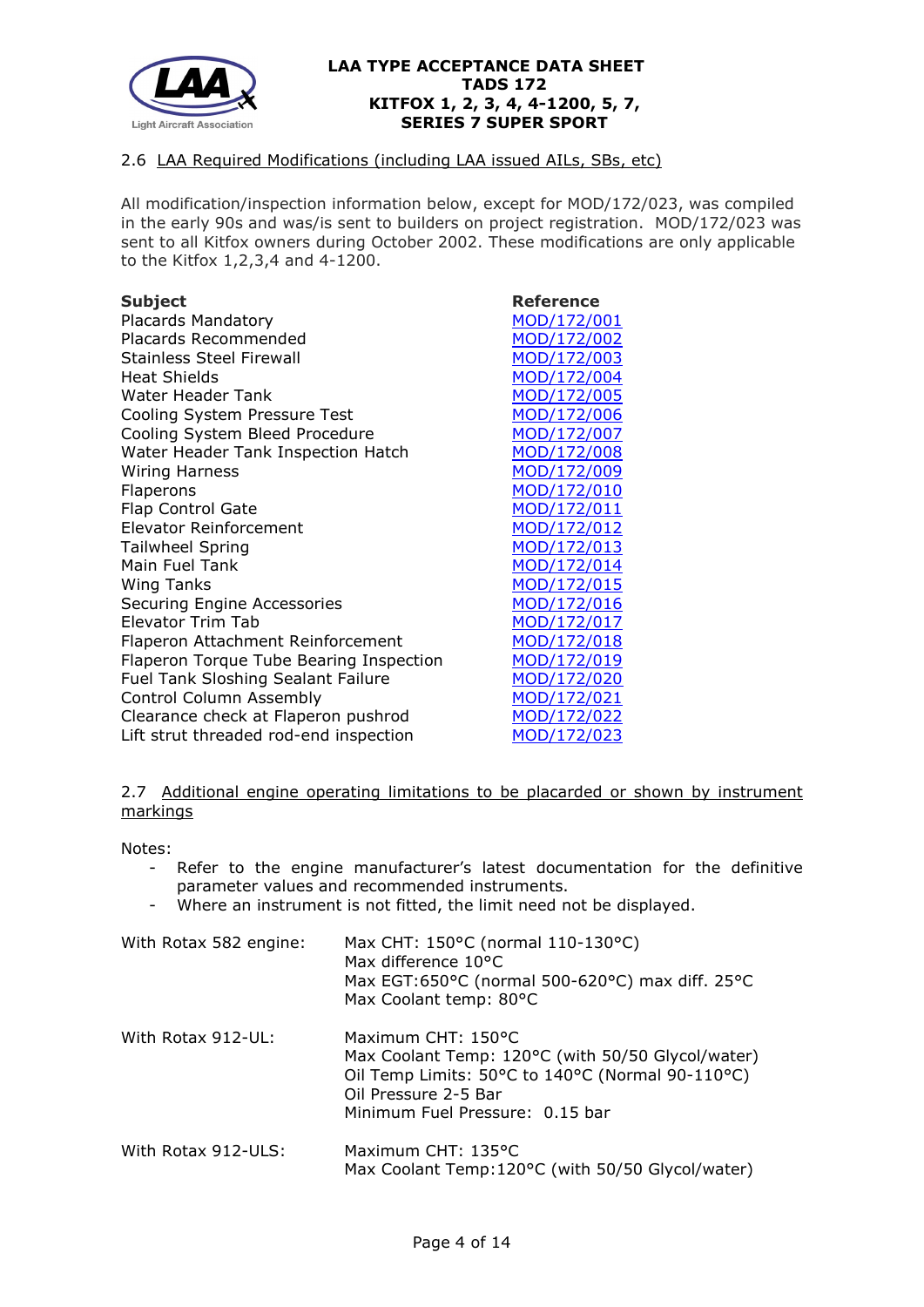## 2.6 LAA Required Modifications (including LAA issued AILs, SBs, etc)

All modification/inspection information below, except for MOD/172/023, was compiled in the early 90s and was/is sent to builders on project registration. MOD/172/023 was sent to all Kitfox owners during October 2002. These modifications are only applicable to the Kitfox 1,2,3,4 and 4-1200.

| Subject | Reference |
|---|---|
| Placards Mandatory | MOD/172/001 |
| Placards Recommended | MOD/172/002 |
| Stainless Steel Firewall | MOD/172/003 |
| Heat Shields | MOD/172/004 |
| Water Header Tank | MOD/172/005 |
| Cooling System Pressure Test | MOD/172/006 |
| Cooling System Bleed Procedure | MOD/172/007 |
| Water Header Tank Inspection Hatch | MOD/172/008 |
| Wiring Harness | MOD/172/009 |
| Flaperons | MOD/172/010 |
| Flap Control Gate | MOD/172/011 |
| Elevator Reinforcement | MOD/172/012 |
| Tailwheel Spring | MOD/172/013 |
| Main Fuel Tank | MOD/172/014 |
| Wing Tanks | MOD/172/015 |
| Securing Engine Accessories | MOD/172/016 |
| Elevator Trim Tab | MOD/172/017 |
| Flaperon Attachment Reinforcement | MOD/172/018 |
| Flaperon Torque Tube Bearing Inspection | MOD/172/019 |
| Fuel Tank Sloshing Sealant Failure | MOD/172/020 |
| Control Column Assembly | MOD/172/021 |
| Clearance check at Flaperon pushrod | MOD/172/022 |
| Lift strut threaded rod-end inspection | MOD/172/023 |

## 2.7 Additional engine operating limitations to be placarded or shown by instrument markings

Notes:

- Refer to the engine manufacturer's latest documentation for the definitive parameter values and recommended instruments.
- Where an instrument is not fitted, the limit need not be displayed.

With Rotax 582 engine:
Max CHT: 150°C (normal 110-130°C)
Max difference 10°C
Max EGT:650°C (normal 500-620°C) max diff. 25°C
Max Coolant temp: 80°C

With Rotax 912-UL:
Maximum CHT: 150°C
Max Coolant Temp: 120°C (with 50/50 Glycol/water)
Oil Temp Limits: 50°C to 140°C (Normal 90-110°C)
Oil Pressure 2-5 Bar
Minimum Fuel Pressure: 0.15 bar

With Rotax 912-ULS:
Maximum CHT: 135°C
Max Coolant Temp:120°C (with 50/50 Glycol/water)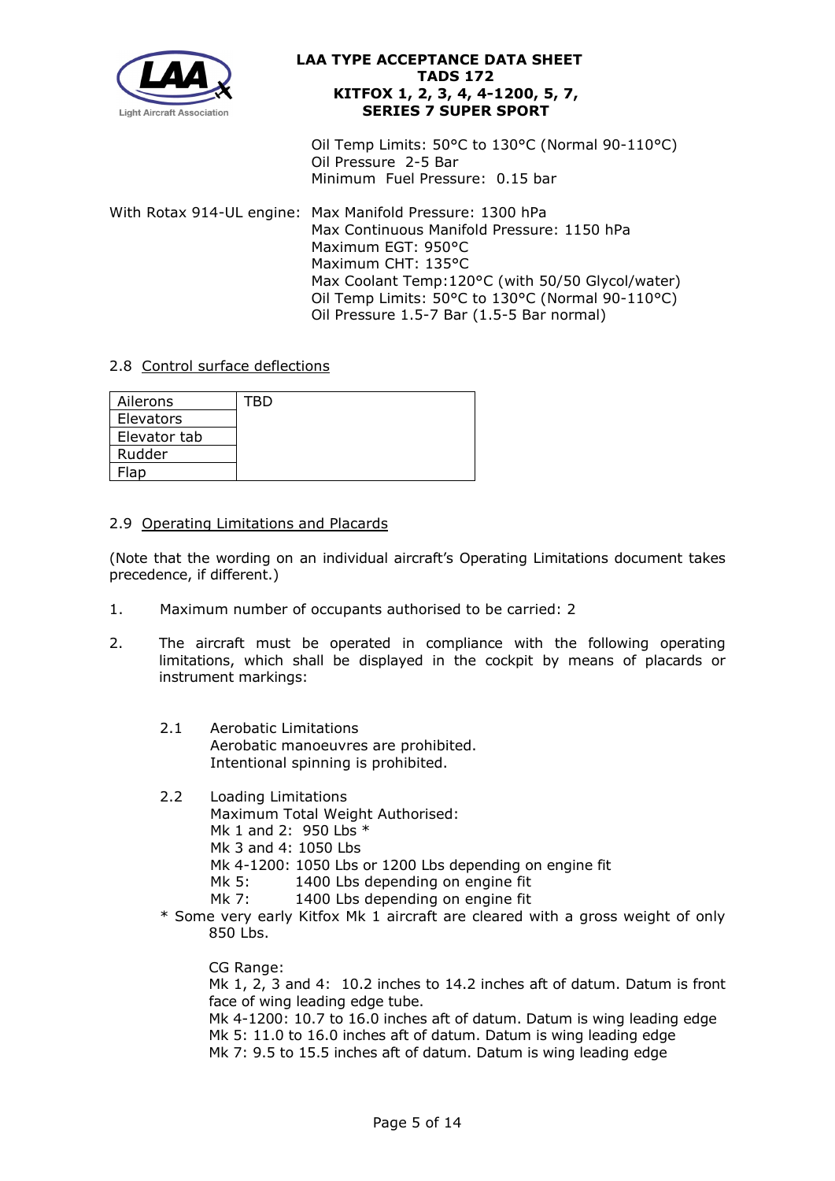Oil Temp Limits: 50°C to 130°C (Normal 90-110°C)
Oil Pressure 2-5 Bar
Minimum Fuel Pressure: 0.15 bar

With Rotax 914-UL engine: Max Manifold Pressure: 1300 hPa
Max Continuous Manifold Pressure: 1150 hPa
Maximum EGT: 950°C
Maximum CHT: 135°C
Max Coolant Temp:120°C (with 50/50 Glycol/water)
Oil Temp Limits: 50°C to 130°C (Normal 90-110°C)
Oil Pressure 1.5-7 Bar (1.5-5 Bar normal)

## 2.8 Control surface deflections

| | |
|---|---|
| Ailerons | TBD |
| Elevators | |
| Elevator tab | |
| Rudder | |
| Flap | |

## 2.9 Operating Limitations and Placards

(Note that the wording on an individual aircraft's Operating Limitations document takes precedence, if different.)

1. Maximum number of occupants authorised to be carried: 2

2. The aircraft must be operated in compliance with the following operating limitations, which shall be displayed in the cockpit by means of placards or instrument markings:

   2.1 Aerobatic Limitations
   Aerobatic manoeuvres are prohibited.
   Intentional spinning is prohibited.

   2.2 Loading Limitations
   Maximum Total Weight Authorised:
   Mk 1 and 2: 950 Lbs *
   Mk 3 and 4: 1050 Lbs
   Mk 4-1200: 1050 Lbs or 1200 Lbs depending on engine fit
   Mk 5: 1400 Lbs depending on engine fit
   Mk 7: 1400 Lbs depending on engine fit

   * Some very early Kitfox Mk 1 aircraft are cleared with a gross weight of only 850 Lbs.

   CG Range:
   Mk 1, 2, 3 and 4: 10.2 inches to 14.2 inches aft of datum. Datum is front face of wing leading edge tube.
   Mk 4-1200: 10.7 to 16.0 inches aft of datum. Datum is wing leading edge
   Mk 5: 11.0 to 16.0 inches aft of datum. Datum is wing leading edge
   Mk 7: 9.5 to 15.5 inches aft of datum. Datum is wing leading edge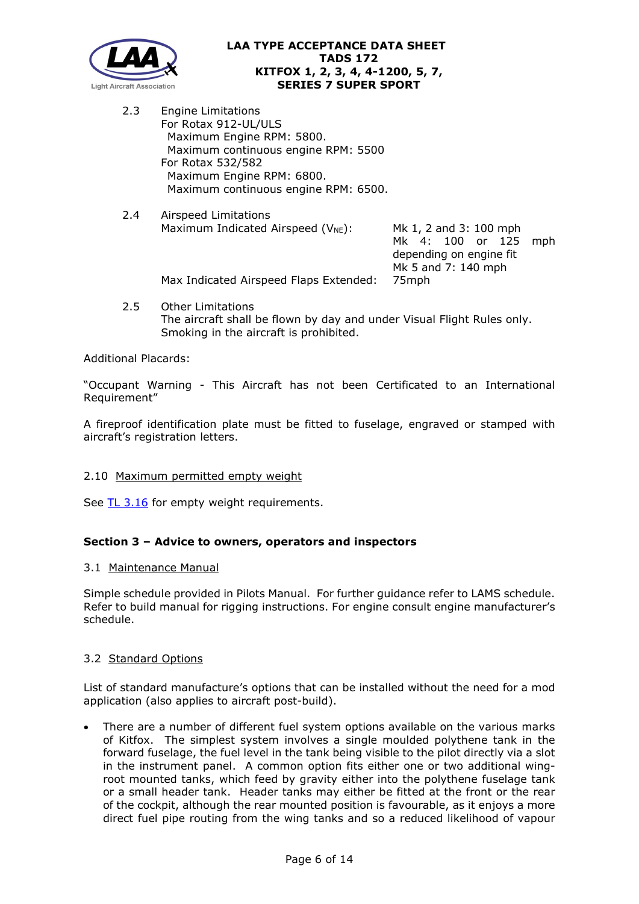2.3 Engine Limitations
For Rotax 912-UL/ULS
Maximum Engine RPM: 5800.
Maximum continuous engine RPM: 5500
For Rotax 532/582
Maximum Engine RPM: 6800.
Maximum continuous engine RPM: 6500.

2.4 Airspeed Limitations

| | |
|---|---|
| Maximum Indicated Airspeed ($V_{NE}$): | Mk 1, 2 and 3: 100 mph<br>Mk 4: 100 or 125 mph depending on engine fit<br>Mk 5 and 7: 140 mph |
| Max Indicated Airspeed Flaps Extended: | 75mph |

2.5 Other Limitations
The aircraft shall be flown by day and under Visual Flight Rules only.
Smoking in the aircraft is prohibited.

Additional Placards:

"Occupant Warning - This Aircraft has not been Certificated to an International Requirement"

A fireproof identification plate must be fitted to fuselage, engraved or stamped with aircraft's registration letters.

2.10 Maximum permitted empty weight

See TL 3.16 for empty weight requirements.

## Section 3 – Advice to owners, operators and inspectors

3.1 Maintenance Manual

Simple schedule provided in Pilots Manual. For further guidance refer to LAMS schedule. Refer to build manual for rigging instructions. For engine consult engine manufacturer's schedule.

3.2 Standard Options

List of standard manufacture's options that can be installed without the need for a mod application (also applies to aircraft post-build).

- There are a number of different fuel system options available on the various marks of Kitfox. The simplest system involves a single moulded polythene tank in the forward fuselage, the fuel level in the tank being visible to the pilot directly via a slot in the instrument panel. A common option fits either one or two additional wing-root mounted tanks, which feed by gravity either into the polythene fuselage tank or a small header tank. Header tanks may either be fitted at the front or the rear of the cockpit, although the rear mounted position is favourable, as it enjoys a more direct fuel pipe routing from the wing tanks and so a reduced likelihood of vapour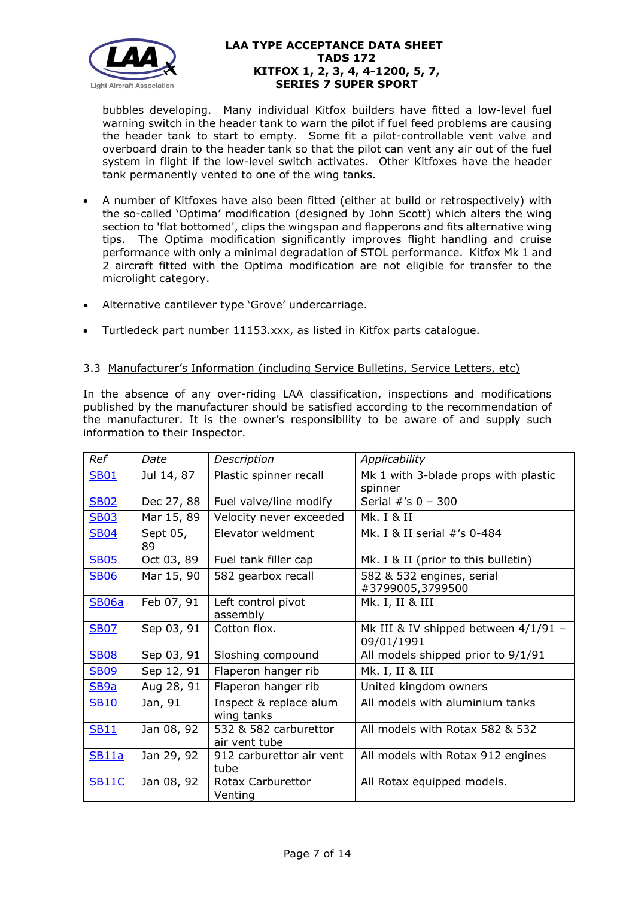bubbles developing. Many individual Kitfox builders have fitted a low-level fuel warning switch in the header tank to warn the pilot if fuel feed problems are causing the header tank to start to empty. Some fit a pilot-controllable vent valve and overboard drain to the header tank so that the pilot can vent any air out of the fuel system in flight if the low-level switch activates. Other Kitfoxes have the header tank permanently vented to one of the wing tanks.

- A number of Kitfoxes have also been fitted (either at build or retrospectively) with the so-called 'Optima' modification (designed by John Scott) which alters the wing section to 'flat bottomed', clips the wingspan and flaperons and fits alternative wing tips. The Optima modification significantly improves flight handling and cruise performance with only a minimal degradation of STOL performance. Kitfox Mk 1 and 2 aircraft fitted with the Optima modification are not eligible for transfer to the microlight category.
- Alternative cantilever type 'Grove' undercarriage.
- Turtledeck part number 11153.xxx, as listed in Kitfox parts catalogue.

### 3.3 Manufacturer's Information (including Service Bulletins, Service Letters, etc)

In the absence of any over-riding LAA classification, inspections and modifications published by the manufacturer should be satisfied according to the recommendation of the manufacturer. It is the owner's responsibility to be aware of and supply such information to their Inspector.

| *Ref* | *Date* | *Description* | *Applicability* |
|---|---|---|---|
| SB01 | Jul 14, 87 | Plastic spinner recall | Mk 1 with 3-blade props with plastic spinner |
| SB02 | Dec 27, 88 | Fuel valve/line modify | Serial #'s 0 – 300 |
| SB03 | Mar 15, 89 | Velocity never exceeded | Mk. I & II |
| SB04 | Sept 05, 89 | Elevator weldment | Mk. I & II serial #'s 0-484 |
| SB05 | Oct 03, 89 | Fuel tank filler cap | Mk. I & II (prior to this bulletin) |
| SB06 | Mar 15, 90 | 582 gearbox recall | 582 & 532 engines, serial #3799005,3799500 |
| SB06a | Feb 07, 91 | Left control pivot assembly | Mk. I, II & III |
| SB07 | Sep 03, 91 | Cotton flox. | Mk III & IV shipped between 4/1/91 – 09/01/1991 |
| SB08 | Sep 03, 91 | Sloshing compound | All models shipped prior to 9/1/91 |
| SB09 | Sep 12, 91 | Flaperon hanger rib | Mk. I, II & III |
| SB9a | Aug 28, 91 | Flaperon hanger rib | United kingdom owners |
| SB10 | Jan, 91 | Inspect & replace alum wing tanks | All models with aluminium tanks |
| SB11 | Jan 08, 92 | 532 & 582 carburettor air vent tube | All models with Rotax 582 & 532 |
| SB11a | Jan 29, 92 | 912 carburettor air vent tube | All models with Rotax 912 engines |
| SB11C | Jan 08, 92 | Rotax Carburettor Venting | All Rotax equipped models. |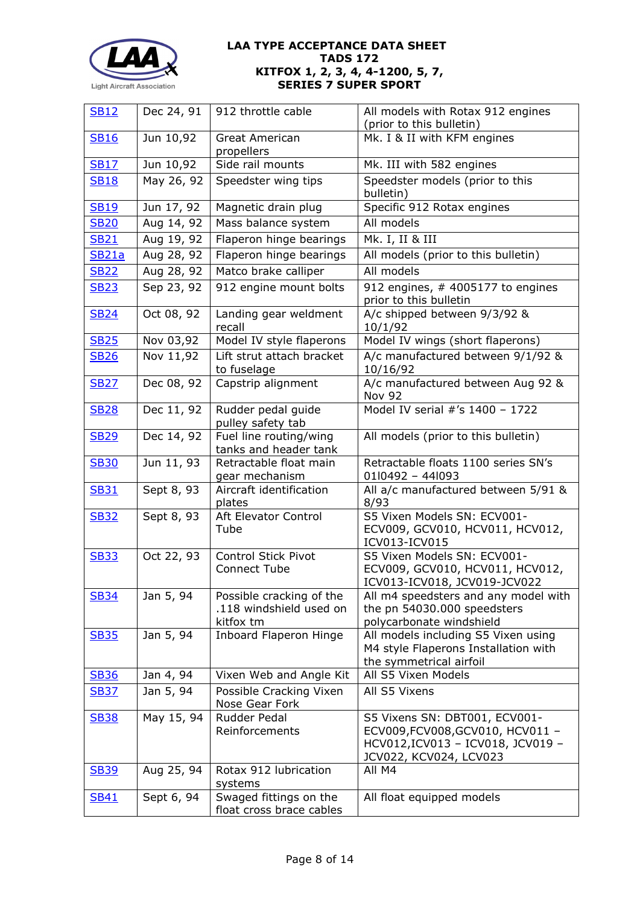# LAA TYPE ACCEPTANCE DATA SHEET
## TADS 172
## KITFOX 1, 2, 3, 4, 4-1200, 5, 7, SERIES 7 SUPER SPORT

| SB12 | Dec 24, 91 | 912 throttle cable | All models with Rotax 912 engines (prior to this bulletin) |
|---|---|---|---|
| SB16 | Jun 10,92 | Great American propellers | Mk. I & II with KFM engines |
| SB17 | Jun 10,92 | Side rail mounts | Mk. III with 582 engines |
| SB18 | May 26, 92 | Speedster wing tips | Speedster models (prior to this bulletin) |
| SB19 | Jun 17, 92 | Magnetic drain plug | Specific 912 Rotax engines |
| SB20 | Aug 14, 92 | Mass balance system | All models |
| SB21 | Aug 19, 92 | Flaperon hinge bearings | Mk. I, II & III |
| SB21a | Aug 28, 92 | Flaperon hinge bearings | All models (prior to this bulletin) |
| SB22 | Aug 28, 92 | Matco brake calliper | All models |
| SB23 | Sep 23, 92 | 912 engine mount bolts | 912 engines, # 4005177 to engines prior to this bulletin |
| SB24 | Oct 08, 92 | Landing gear weldment recall | A/c shipped between 9/3/92 & 10/1/92 |
| SB25 | Nov 03,92 | Model IV style flaperons | Model IV wings (short flaperons) |
| SB26 | Nov 11,92 | Lift strut attach bracket to fuselage | A/c manufactured between 9/1/92 & 10/16/92 |
| SB27 | Dec 08, 92 | Capstrip alignment | A/c manufactured between Aug 92 & Nov 92 |
| SB28 | Dec 11, 92 | Rudder pedal guide pulley safety tab | Model IV serial #'s 1400 – 1722 |
| SB29 | Dec 14, 92 | Fuel line routing/wing tanks and header tank | All models (prior to this bulletin) |
| SB30 | Jun 11, 93 | Retractable float main gear mechanism | Retractable floats 1100 series SN's 01l0492 – 44l093 |
| SB31 | Sept 8, 93 | Aircraft identification plates | All a/c manufactured between 5/91 & 8/93 |
| SB32 | Sept 8, 93 | Aft Elevator Control Tube | S5 Vixen Models SN: ECV001-ECV009, GCV010, HCV011, HCV012, ICV013-ICV015 |
| SB33 | Oct 22, 93 | Control Stick Pivot Connect Tube | S5 Vixen Models SN: ECV001-ECV009, GCV010, HCV011, HCV012, ICV013-ICV018, JCV019-JCV022 |
| SB34 | Jan 5, 94 | Possible cracking of the .118 windshield used on kitfox tm | All m4 speedsters and any model with the pn 54030.000 speedsters polycarbonate windshield |
| SB35 | Jan 5, 94 | Inboard Flaperon Hinge | All models including S5 Vixen using M4 style Flaperons Installation with the symmetrical airfoil |
| SB36 | Jan 4, 94 | Vixen Web and Angle Kit | All S5 Vixen Models |
| SB37 | Jan 5, 94 | Possible Cracking Vixen Nose Gear Fork | All S5 Vixens |
| SB38 | May 15, 94 | Rudder Pedal Reinforcements | S5 Vixens SN: DBT001, ECV001-ECV009,FCV008,GCV010, HCV011 – HCV012,ICV013 – ICV018, JCV019 – JCV022, KCV024, LCV023 |
| SB39 | Aug 25, 94 | Rotax 912 lubrication systems | All M4 |
| SB41 | Sept 6, 94 | Swaged fittings on the float cross brace cables | All float equipped models |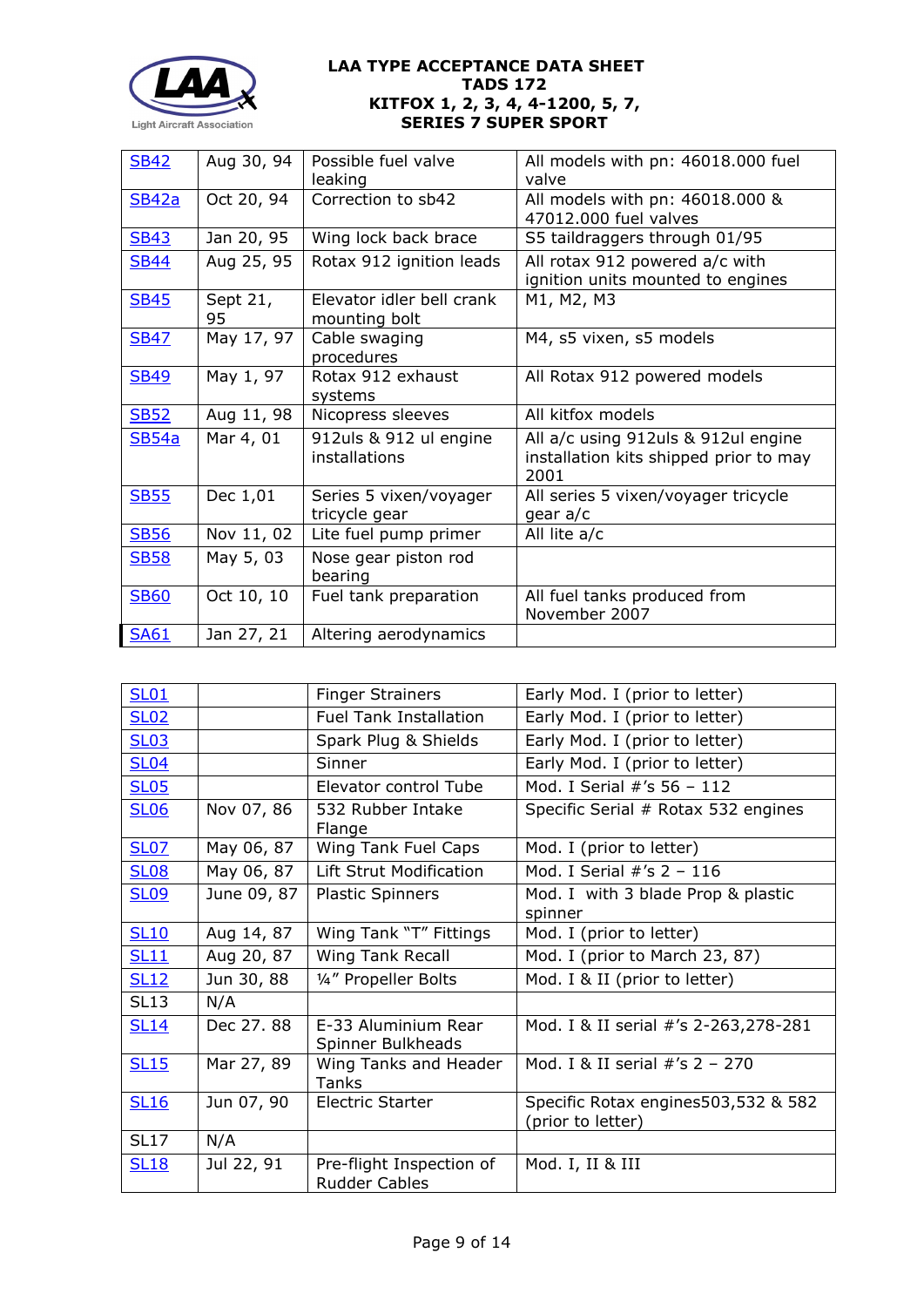| | | | |
|---|---|---|---|
| SB42 | Aug 30, 94 | Possible fuel valve leaking | All models with pn: 46018.000 fuel valve |
| SB42a | Oct 20, 94 | Correction to sb42 | All models with pn: 46018.000 & 47012.000 fuel valves |
| SB43 | Jan 20, 95 | Wing lock back brace | S5 taildraggers through 01/95 |
| SB44 | Aug 25, 95 | Rotax 912 ignition leads | All rotax 912 powered a/c with ignition units mounted to engines |
| SB45 | Sept 21, 95 | Elevator idler bell crank mounting bolt | M1, M2, M3 |
| SB47 | May 17, 97 | Cable swaging procedures | M4, s5 vixen, s5 models |
| SB49 | May 1, 97 | Rotax 912 exhaust systems | All Rotax 912 powered models |
| SB52 | Aug 11, 98 | Nicopress sleeves | All kitfox models |
| SB54a | Mar 4, 01 | 912uls & 912 ul engine installations | All a/c using 912uls & 912ul engine installation kits shipped prior to may 2001 |
| SB55 | Dec 1,01 | Series 5 vixen/voyager tricycle gear | All series 5 vixen/voyager tricycle gear a/c |
| SB56 | Nov 11, 02 | Lite fuel pump primer | All lite a/c |
| SB58 | May 5, 03 | Nose gear piston rod bearing | |
| SB60 | Oct 10, 10 | Fuel tank preparation | All fuel tanks produced from November 2007 |
| SA61 | Jan 27, 21 | Altering aerodynamics | |

| | | | |
|---|---|---|---|
| SL01 | | Finger Strainers | Early Mod. I (prior to letter) |
| SL02 | | Fuel Tank Installation | Early Mod. I (prior to letter) |
| SL03 | | Spark Plug & Shields | Early Mod. I (prior to letter) |
| SL04 | | Sinner | Early Mod. I (prior to letter) |
| SL05 | | Elevator control Tube | Mod. I Serial #'s 56 – 112 |
| SL06 | Nov 07, 86 | 532 Rubber Intake Flange | Specific Serial # Rotax 532 engines |
| SL07 | May 06, 87 | Wing Tank Fuel Caps | Mod. I (prior to letter) |
| SL08 | May 06, 87 | Lift Strut Modification | Mod. I Serial #'s 2 – 116 |
| SL09 | June 09, 87 | Plastic Spinners | Mod. I with 3 blade Prop & plastic spinner |
| SL10 | Aug 14, 87 | Wing Tank "T" Fittings | Mod. I (prior to letter) |
| SL11 | Aug 20, 87 | Wing Tank Recall | Mod. I (prior to March 23, 87) |
| SL12 | Jun 30, 88 | ¼" Propeller Bolts | Mod. I & II (prior to letter) |
| SL13 | N/A | | |
| SL14 | Dec 27. 88 | E-33 Aluminium Rear Spinner Bulkheads | Mod. I & II serial #'s 2-263,278-281 |
| SL15 | Mar 27, 89 | Wing Tanks and Header Tanks | Mod. I & II serial #'s 2 – 270 |
| SL16 | Jun 07, 90 | Electric Starter | Specific Rotax engines503,532 & 582 (prior to letter) |
| SL17 | N/A | | |
| SL18 | Jul 22, 91 | Pre-flight Inspection of Rudder Cables | Mod. I, II & III |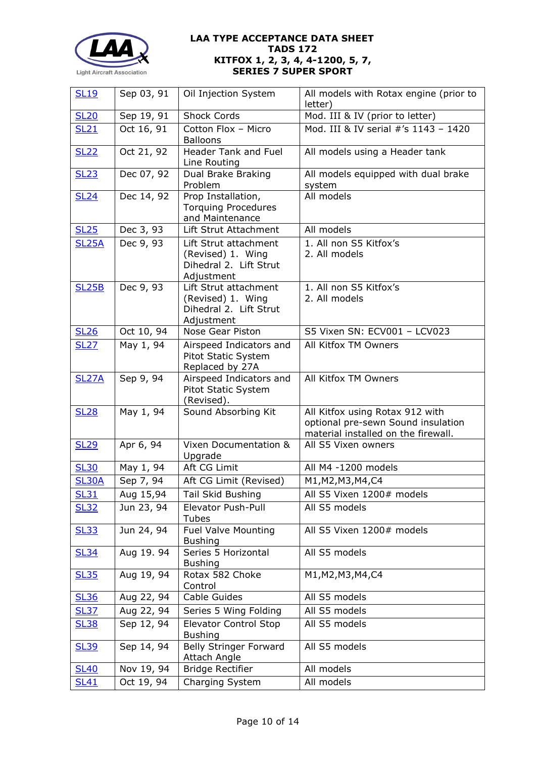| SL19 | Sep 03, 91 | Oil Injection System | All models with Rotax engine (prior to letter) |
|---|---|---|---|
| SL20 | Sep 19, 91 | Shock Cords | Mod. III & IV (prior to letter) |
| SL21 | Oct 16, 91 | Cotton Flox – Micro Balloons | Mod. III & IV serial #'s 1143 – 1420 |
| SL22 | Oct 21, 92 | Header Tank and Fuel Line Routing | All models using a Header tank |
| SL23 | Dec 07, 92 | Dual Brake Braking Problem | All models equipped with dual brake system |
| SL24 | Dec 14, 92 | Prop Installation, Torquing Procedures and Maintenance | All models |
| SL25 | Dec 3, 93 | Lift Strut Attachment | All models |
| SL25A | Dec 9, 93 | Lift Strut attachment (Revised) 1. Wing Dihedral 2. Lift Strut Adjustment | 1. All non S5 Kitfox's<br>2. All models |
| SL25B | Dec 9, 93 | Lift Strut attachment (Revised) 1. Wing Dihedral 2. Lift Strut Adjustment | 1. All non S5 Kitfox's<br>2. All models |
| SL26 | Oct 10, 94 | Nose Gear Piston | S5 Vixen SN: ECV001 – LCV023 |
| SL27 | May 1, 94 | Airspeed Indicators and Pitot Static System Replaced by 27A | All Kitfox TM Owners |
| SL27A | Sep 9, 94 | Airspeed Indicators and Pitot Static System (Revised). | All Kitfox TM Owners |
| SL28 | May 1, 94 | Sound Absorbing Kit | All Kitfox using Rotax 912 with optional pre-sewn Sound insulation material installed on the firewall. |
| SL29 | Apr 6, 94 | Vixen Documentation & Upgrade | All S5 Vixen owners |
| SL30 | May 1, 94 | Aft CG Limit | All M4 -1200 models |
| SL30A | Sep 7, 94 | Aft CG Limit (Revised) | M1,M2,M3,M4,C4 |
| SL31 | Aug 15,94 | Tail Skid Bushing | All S5 Vixen 1200# models |
| SL32 | Jun 23, 94 | Elevator Push-Pull Tubes | All S5 models |
| SL33 | Jun 24, 94 | Fuel Valve Mounting Bushing | All S5 Vixen 1200# models |
| SL34 | Aug 19. 94 | Series 5 Horizontal Bushing | All S5 models |
| SL35 | Aug 19, 94 | Rotax 582 Choke Control | M1,M2,M3,M4,C4 |
| SL36 | Aug 22, 94 | Cable Guides | All S5 models |
| SL37 | Aug 22, 94 | Series 5 Wing Folding | All S5 models |
| SL38 | Sep 12, 94 | Elevator Control Stop Bushing | All S5 models |
| SL39 | Sep 14, 94 | Belly Stringer Forward Attach Angle | All S5 models |
| SL40 | Nov 19, 94 | Bridge Rectifier | All models |
| SL41 | Oct 19, 94 | Charging System | All models |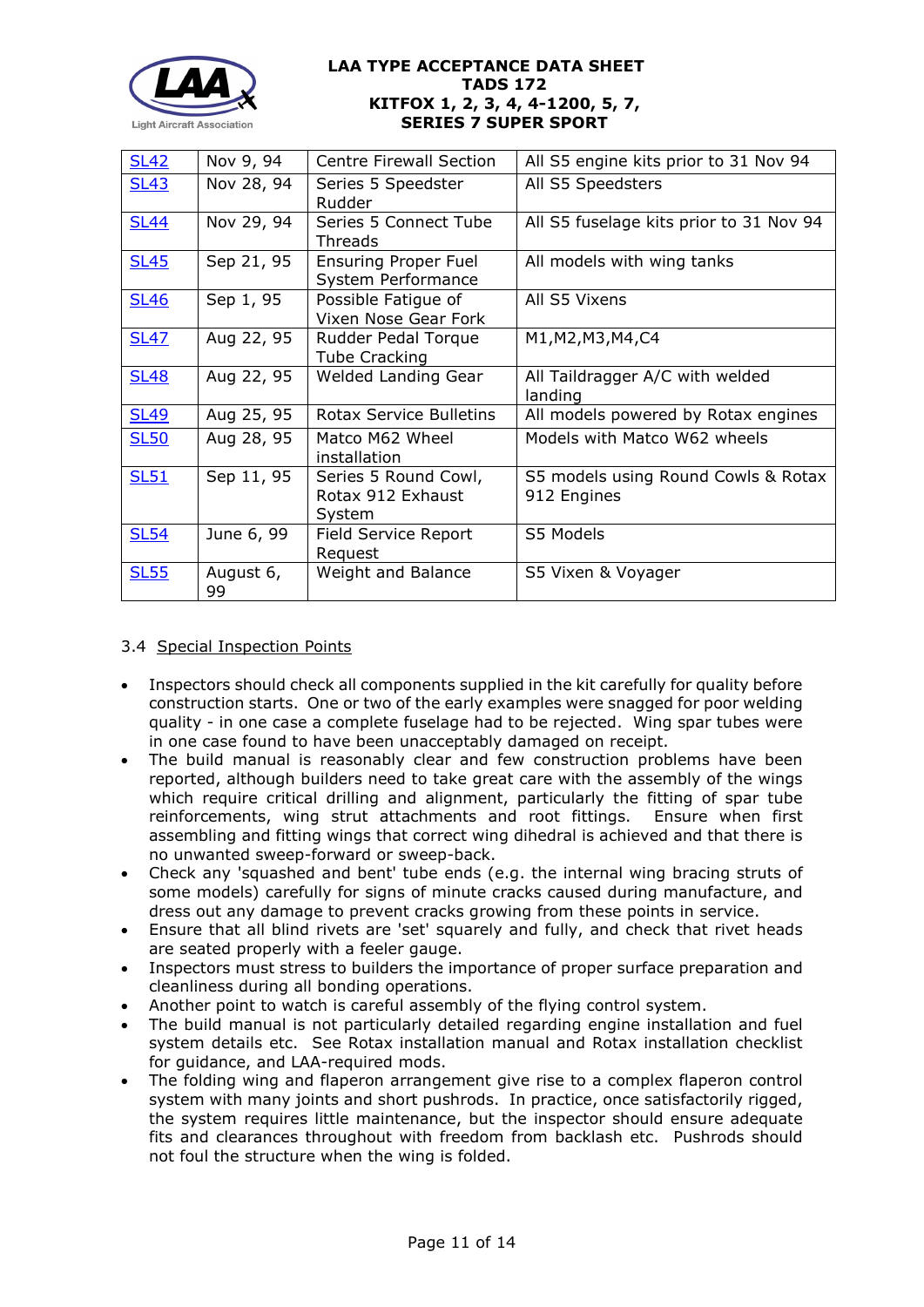| SL42 | Nov 9, 94 | Centre Firewall Section | All S5 engine kits prior to 31 Nov 94 |
|---|---|---|---|
| SL43 | Nov 28, 94 | Series 5 Speedster Rudder | All S5 Speedsters |
| SL44 | Nov 29, 94 | Series 5 Connect Tube Threads | All S5 fuselage kits prior to 31 Nov 94 |
| SL45 | Sep 21, 95 | Ensuring Proper Fuel System Performance | All models with wing tanks |
| SL46 | Sep 1, 95 | Possible Fatigue of Vixen Nose Gear Fork | All S5 Vixens |
| SL47 | Aug 22, 95 | Rudder Pedal Torque Tube Cracking | M1,M2,M3,M4,C4 |
| SL48 | Aug 22, 95 | Welded Landing Gear | All Taildragger A/C with welded landing |
| SL49 | Aug 25, 95 | Rotax Service Bulletins | All models powered by Rotax engines |
| SL50 | Aug 28, 95 | Matco M62 Wheel installation | Models with Matco W62 wheels |
| SL51 | Sep 11, 95 | Series 5 Round Cowl, Rotax 912 Exhaust System | S5 models using Round Cowls & Rotax 912 Engines |
| SL54 | June 6, 99 | Field Service Report Request | S5 Models |
| SL55 | August 6, 99 | Weight and Balance | S5 Vixen & Voyager |

3.4 Special Inspection Points

- Inspectors should check all components supplied in the kit carefully for quality before construction starts. One or two of the early examples were snagged for poor welding quality - in one case a complete fuselage had to be rejected. Wing spar tubes were in one case found to have been unacceptably damaged on receipt.
- The build manual is reasonably clear and few construction problems have been reported, although builders need to take great care with the assembly of the wings which require critical drilling and alignment, particularly the fitting of spar tube reinforcements, wing strut attachments and root fittings. Ensure when first assembling and fitting wings that correct wing dihedral is achieved and that there is no unwanted sweep-forward or sweep-back.
- Check any 'squashed and bent' tube ends (e.g. the internal wing bracing struts of some models) carefully for signs of minute cracks caused during manufacture, and dress out any damage to prevent cracks growing from these points in service.
- Ensure that all blind rivets are 'set' squarely and fully, and check that rivet heads are seated properly with a feeler gauge.
- Inspectors must stress to builders the importance of proper surface preparation and cleanliness during all bonding operations.
- Another point to watch is careful assembly of the flying control system.
- The build manual is not particularly detailed regarding engine installation and fuel system details etc. See Rotax installation manual and Rotax installation checklist for guidance, and LAA-required mods.
- The folding wing and flaperon arrangement give rise to a complex flaperon control system with many joints and short pushrods. In practice, once satisfactorily rigged, the system requires little maintenance, but the inspector should ensure adequate fits and clearances throughout with freedom from backlash etc. Pushrods should not foul the structure when the wing is folded.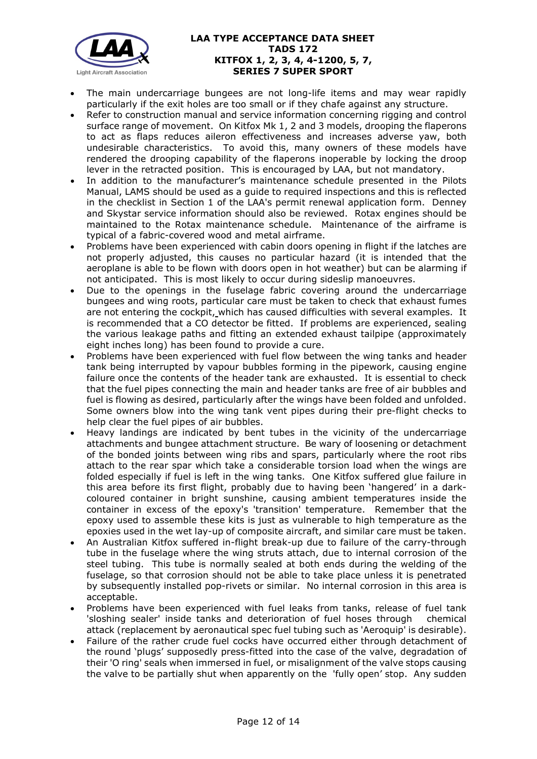- The main undercarriage bungees are not long-life items and may wear rapidly particularly if the exit holes are too small or if they chafe against any structure.
- Refer to construction manual and service information concerning rigging and control surface range of movement. On Kitfox Mk 1, 2 and 3 models, drooping the flaperons to act as flaps reduces aileron effectiveness and increases adverse yaw, both undesirable characteristics. To avoid this, many owners of these models have rendered the drooping capability of the flaperons inoperable by locking the droop lever in the retracted position. This is encouraged by LAA, but not mandatory.
- In addition to the manufacturer's maintenance schedule presented in the Pilots Manual, LAMS should be used as a guide to required inspections and this is reflected in the checklist in Section 1 of the LAA's permit renewal application form. Denney and Skystar service information should also be reviewed. Rotax engines should be maintained to the Rotax maintenance schedule. Maintenance of the airframe is typical of a fabric-covered wood and metal airframe.
- Problems have been experienced with cabin doors opening in flight if the latches are not properly adjusted, this causes no particular hazard (it is intended that the aeroplane is able to be flown with doors open in hot weather) but can be alarming if not anticipated. This is most likely to occur during sideslip manoeuvres.
- Due to the openings in the fuselage fabric covering around the undercarriage bungees and wing roots, particular care must be taken to check that exhaust fumes are not entering the cockpit, which has caused difficulties with several examples. It is recommended that a CO detector be fitted. If problems are experienced, sealing the various leakage paths and fitting an extended exhaust tailpipe (approximately eight inches long) has been found to provide a cure.
- Problems have been experienced with fuel flow between the wing tanks and header tank being interrupted by vapour bubbles forming in the pipework, causing engine failure once the contents of the header tank are exhausted. It is essential to check that the fuel pipes connecting the main and header tanks are free of air bubbles and fuel is flowing as desired, particularly after the wings have been folded and unfolded. Some owners blow into the wing tank vent pipes during their pre-flight checks to help clear the fuel pipes of air bubbles.
- Heavy landings are indicated by bent tubes in the vicinity of the undercarriage attachments and bungee attachment structure. Be wary of loosening or detachment of the bonded joints between wing ribs and spars, particularly where the root ribs attach to the rear spar which take a considerable torsion load when the wings are folded especially if fuel is left in the wing tanks. One Kitfox suffered glue failure in this area before its first flight, probably due to having been 'hangered' in a dark-coloured container in bright sunshine, causing ambient temperatures inside the container in excess of the epoxy's 'transition' temperature. Remember that the epoxy used to assemble these kits is just as vulnerable to high temperature as the epoxies used in the wet lay-up of composite aircraft, and similar care must be taken.
- An Australian Kitfox suffered in-flight break-up due to failure of the carry-through tube in the fuselage where the wing struts attach, due to internal corrosion of the steel tubing. This tube is normally sealed at both ends during the welding of the fuselage, so that corrosion should not be able to take place unless it is penetrated by subsequently installed pop-rivets or similar. No internal corrosion in this area is acceptable.
- Problems have been experienced with fuel leaks from tanks, release of fuel tank 'sloshing sealer' inside tanks and deterioration of fuel hoses through chemical attack (replacement by aeronautical spec fuel tubing such as 'Aeroquip' is desirable).
- Failure of the rather crude fuel cocks have occurred either through detachment of the round 'plugs' supposedly press-fitted into the case of the valve, degradation of their 'O ring' seals when immersed in fuel, or misalignment of the valve stops causing the valve to be partially shut when apparently on the 'fully open' stop. Any sudden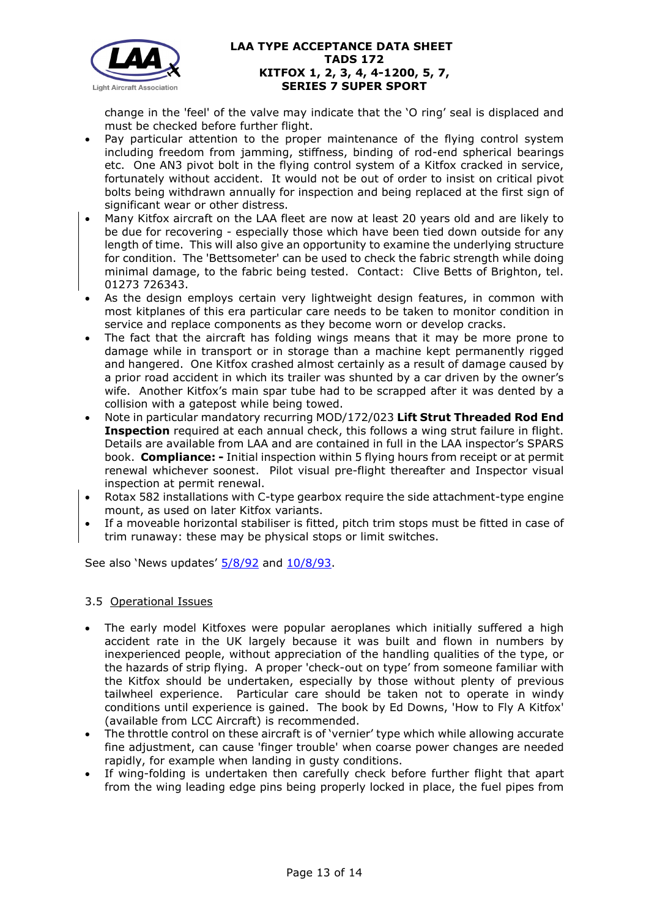change in the 'feel' of the valve may indicate that the 'O ring' seal is displaced and must be checked before further flight.

- Pay particular attention to the proper maintenance of the flying control system including freedom from jamming, stiffness, binding of rod-end spherical bearings etc. One AN3 pivot bolt in the flying control system of a Kitfox cracked in service, fortunately without accident. It would not be out of order to insist on critical pivot bolts being withdrawn annually for inspection and being replaced at the first sign of significant wear or other distress.
- Many Kitfox aircraft on the LAA fleet are now at least 20 years old and are likely to be due for recovering - especially those which have been tied down outside for any length of time. This will also give an opportunity to examine the underlying structure for condition. The 'Bettsometer' can be used to check the fabric strength while doing minimal damage, to the fabric being tested. Contact: Clive Betts of Brighton, tel. 01273 726343.
- As the design employs certain very lightweight design features, in common with most kitplanes of this era particular care needs to be taken to monitor condition in service and replace components as they become worn or develop cracks.
- The fact that the aircraft has folding wings means that it may be more prone to damage while in transport or in storage than a machine kept permanently rigged and hangered. One Kitfox crashed almost certainly as a result of damage caused by a prior road accident in which its trailer was shunted by a car driven by the owner's wife. Another Kitfox's main spar tube had to be scrapped after it was dented by a collision with a gatepost while being towed.
- Note in particular mandatory recurring MOD/172/023 **Lift Strut Threaded Rod End Inspection** required at each annual check, this follows a wing strut failure in flight. Details are available from LAA and are contained in full in the LAA inspector's SPARS book. **Compliance: -** Initial inspection within 5 flying hours from receipt or at permit renewal whichever soonest. Pilot visual pre-flight thereafter and Inspector visual inspection at permit renewal.
- Rotax 582 installations with C-type gearbox require the side attachment-type engine mount, as used on later Kitfox variants.
- If a moveable horizontal stabiliser is fitted, pitch trim stops must be fitted in case of trim runaway: these may be physical stops or limit switches.

See also 'News updates' 5/8/92 and 10/8/93.

### 3.5 Operational Issues

- The early model Kitfoxes were popular aeroplanes which initially suffered a high accident rate in the UK largely because it was built and flown in numbers by inexperienced people, without appreciation of the handling qualities of the type, or the hazards of strip flying. A proper 'check-out on type' from someone familiar with the Kitfox should be undertaken, especially by those without plenty of previous tailwheel experience. Particular care should be taken not to operate in windy conditions until experience is gained. The book by Ed Downs, 'How to Fly A Kitfox' (available from LCC Aircraft) is recommended.
- The throttle control on these aircraft is of 'vernier' type which while allowing accurate fine adjustment, can cause 'finger trouble' when coarse power changes are needed rapidly, for example when landing in gusty conditions.
- If wing-folding is undertaken then carefully check before further flight that apart from the wing leading edge pins being properly locked in place, the fuel pipes from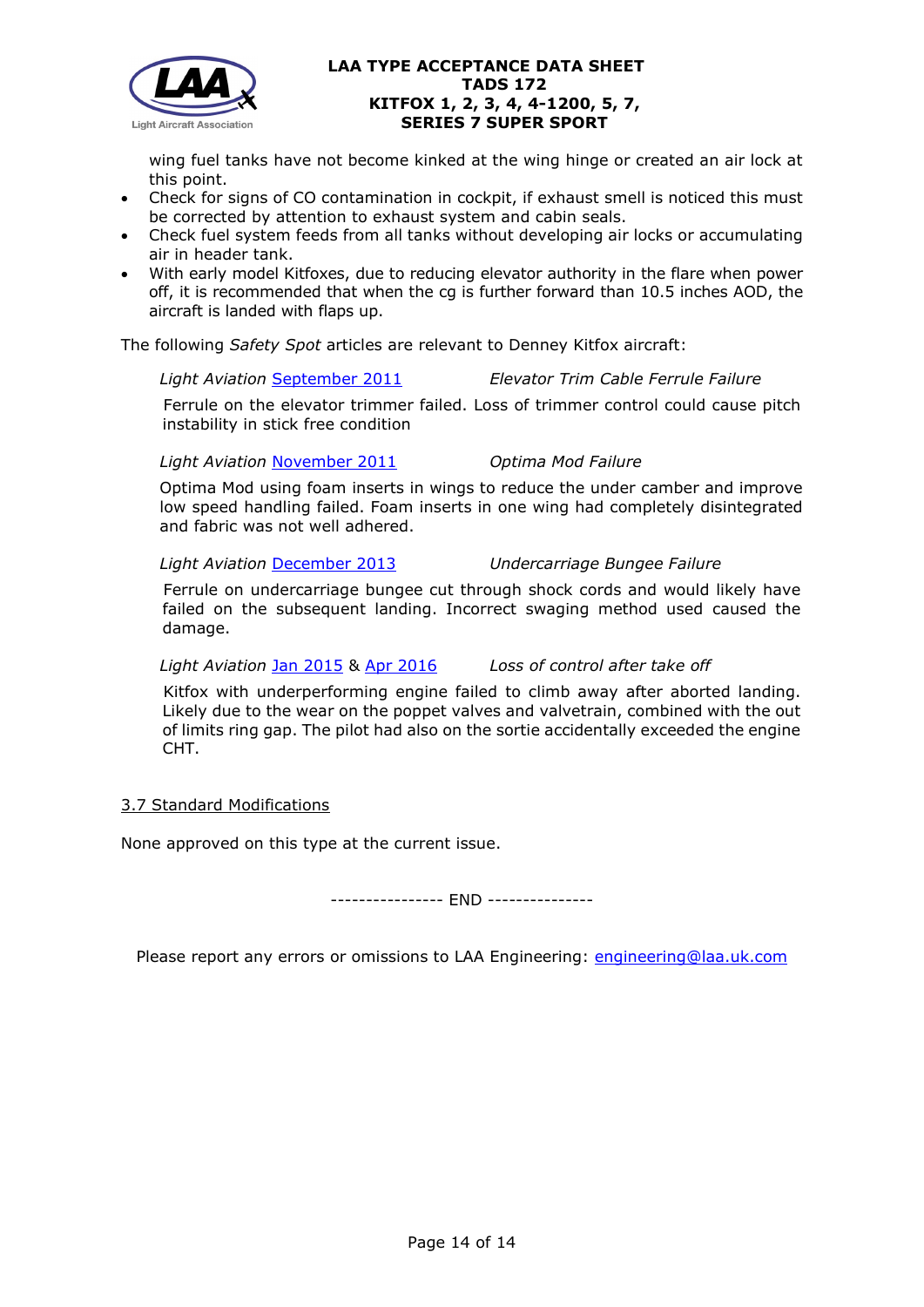wing fuel tanks have not become kinked at the wing hinge or created an air lock at this point.

- Check for signs of CO contamination in cockpit, if exhaust smell is noticed this must be corrected by attention to exhaust system and cabin seals.
- Check fuel system feeds from all tanks without developing air locks or accumulating air in header tank.
- With early model Kitfoxes, due to reducing elevator authority in the flare when power off, it is recommended that when the cg is further forward than 10.5 inches AOD, the aircraft is landed with flaps up.

The following *Safety Spot* articles are relevant to Denney Kitfox aircraft:

*Light Aviation* September 2011 — *Elevator Trim Cable Ferrule Failure*

Ferrule on the elevator trimmer failed. Loss of trimmer control could cause pitch instability in stick free condition

*Light Aviation* November 2011 — *Optima Mod Failure*

Optima Mod using foam inserts in wings to reduce the under camber and improve low speed handling failed. Foam inserts in one wing had completely disintegrated and fabric was not well adhered.

*Light Aviation* December 2013 — *Undercarriage Bungee Failure*

Ferrule on undercarriage bungee cut through shock cords and would likely have failed on the subsequent landing. Incorrect swaging method used caused the damage.

*Light Aviation* Jan 2015 & Apr 2016 — *Loss of control after take off*

Kitfox with underperforming engine failed to climb away after aborted landing. Likely due to the wear on the poppet valves and valvetrain, combined with the out of limits ring gap. The pilot had also on the sortie accidentally exceeded the engine CHT.

## 3.7 Standard Modifications

None approved on this type at the current issue.

---------------- END ---------------

Please report any errors or omissions to LAA Engineering: engineering@laa.uk.com